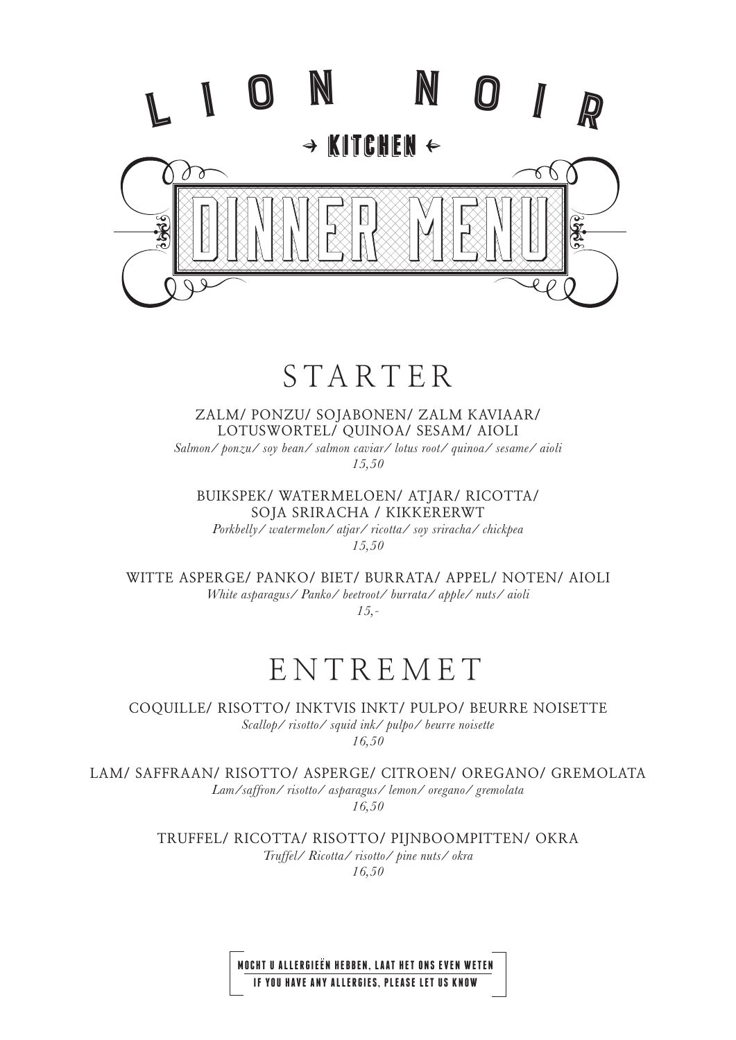# LION NOIR

→ KITCHEN ←

# DINNER MENU

## STARTER

ZALM/ PONZU/ SOJABONEN/ ZALM KAVIAAR/
LOTUSWORTEL/ QUINOA/ SESAM/ AIOLI
*Salmon/ ponzu/ soy bean/ salmon caviar/ lotus root/ quinoa/ sesame/ aioli*
*15,50*

BUIKSPEK/ WATERMELOEN/ ATJAR/ RICOTTA/
SOJA SRIRACHA / KIKKERERWT
*Porkbelly/ watermelon/ atjar/ ricotta/ soy sriracha/ chickpea*
*15,50*

WITTE ASPERGE/ PANKO/ BIET/ BURRATA/ APPEL/ NOTEN/ AIOLI
*White asparagus/ Panko/ beetroot/ burrata/ apple/ nuts/ aioli*
*15,-*

## ENTREMET

COQUILLE/ RISOTTO/ INKTVIS INKT/ PULPO/ BEURRE NOISETTE
*Scallop/ risotto/ squid ink/ pulpo/ beurre noisette*
*16,50*

LAM/ SAFFRAAN/ RISOTTO/ ASPERGE/ CITROEN/ OREGANO/ GREMOLATA
*Lam/saffron/ risotto/ asparagus/ lemon/ oregano/ gremolata*
*16,50*

TRUFFEL/ RICOTTA/ RISOTTO/ PIJNBOOMPITTEN/ OKRA
*Truffel/ Ricotta/ risotto/ pine nuts/ okra*
*16,50*

MOCHT U ALLERGIEËN HEBBEN, LAAT HET ONS EVEN WETEN
IF YOU HAVE ANY ALLERGIES, PLEASE LET US KNOW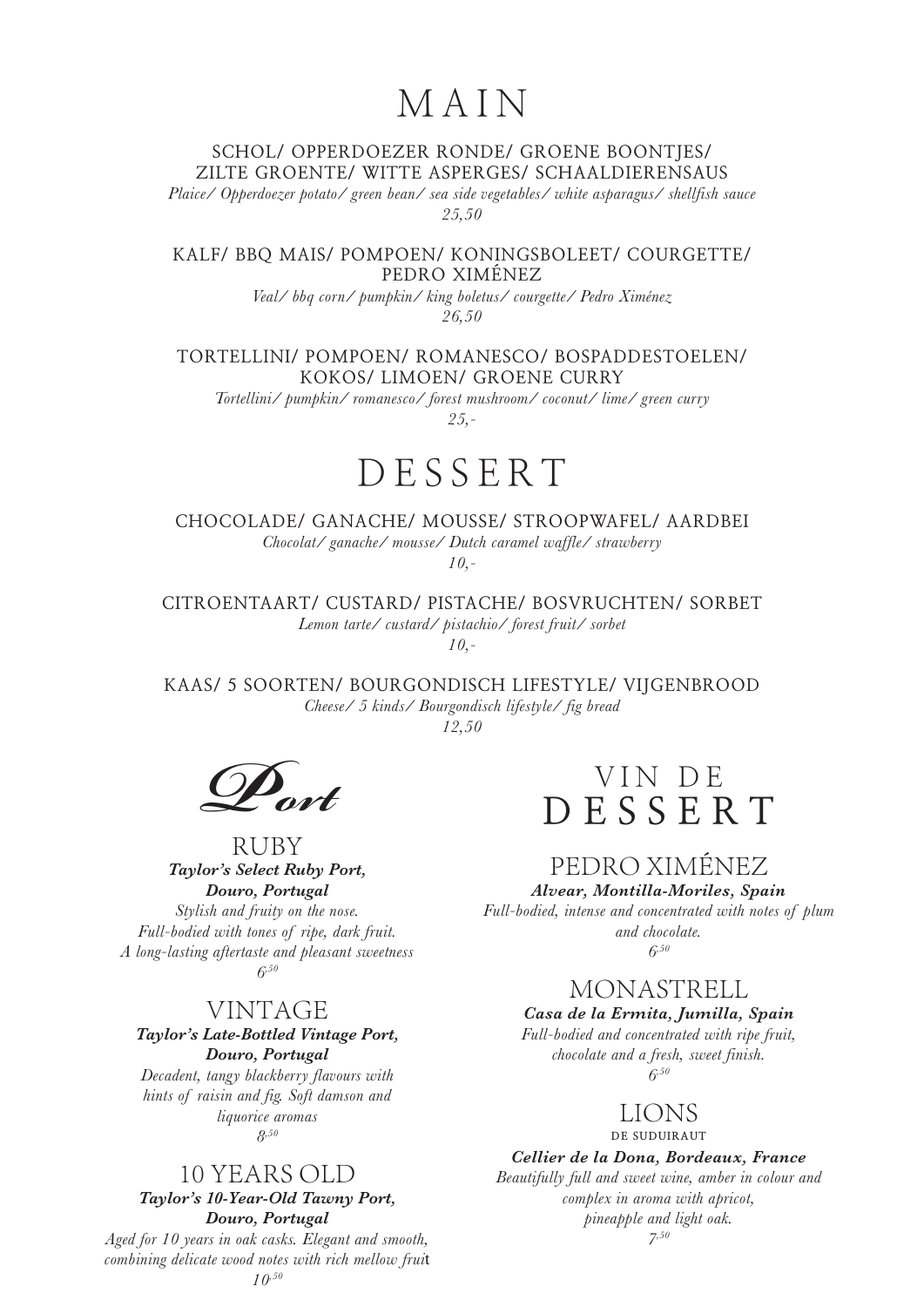# MAIN

SCHOL/ OPPERDOEZER RONDE/ GROENE BOONTJES/ ZILTE GROENTE/ WITTE ASPERGES/ SCHAALDIERENSAUS
*Plaice/ Opperdoezer potato/ green bean/ sea side vegetables/ white asparagus/ shellfish sauce*
*25,50*

KALF/ BBQ MAIS/ POMPOEN/ KONINGSBOLEET/ COURGETTE/ PEDRO XIMÉNEZ
*Veal/ bbq corn/ pumpkin/ king boletus/ courgette/ Pedro Ximénez*
*26,50*

TORTELLINI/ POMPOEN/ ROMANESCO/ BOSPADDESTOELEN/ KOKOS/ LIMOEN/ GROENE CURRY
*Tortellini/ pumpkin/ romanesco/ forest mushroom/ coconut/ lime/ green curry*
*25,-*

# DESSERT

CHOCOLADE/ GANACHE/ MOUSSE/ STROOPWAFEL/ AARDBEI
*Chocolat/ ganache/ mousse/ Dutch caramel waffle/ strawberry*
*10,-*

CITROENTAART/ CUSTARD/ PISTACHE/ BOSVRUCHTEN/ SORBET
*Lemon tarte/ custard/ pistachio/ forest fruit/ sorbet*
*10,-*

KAAS/ 5 SOORTEN/ BOURGONDISCH LIFESTYLE/ VIJGENBROOD
*Cheese/ 5 kinds/ Bourgondisch lifestyle/ fig bread*
*12,50*

## Port

### RUBY
***Taylor's Select Ruby Port, Douro, Portugal***
*Stylish and fruity on the nose. Full-bodied with tones of ripe, dark fruit. A long-lasting aftertaste and pleasant sweetness*
*6,50*

### VINTAGE
***Taylor's Late-Bottled Vintage Port, Douro, Portugal***
*Decadent, tangy blackberry flavours with hints of raisin and fig. Soft damson and liquorice aromas*
*8,50*

### 10 YEARS OLD
***Taylor's 10-Year-Old Tawny Port, Douro, Portugal***
*Aged for 10 years in oak casks. Elegant and smooth, combining delicate wood notes with rich mellow fruit*
*10,50*

## VIN DE DESSERT

### PEDRO XIMÉNEZ
***Alvear, Montilla-Moriles, Spain***
*Full-bodied, intense and concentrated with notes of plum and chocolate.*
*6,50*

### MONASTRELL
***Casa de la Ermita, Jumilla, Spain***
*Full-bodied and concentrated with ripe fruit, chocolate and a fresh, sweet finish.*
*6,50*

### LIONS
DE SUDUIRAUT

***Cellier de la Dona, Bordeaux, France***
*Beautifully full and sweet wine, amber in colour and complex in aroma with apricot, pineapple and light oak.*
*7,50*